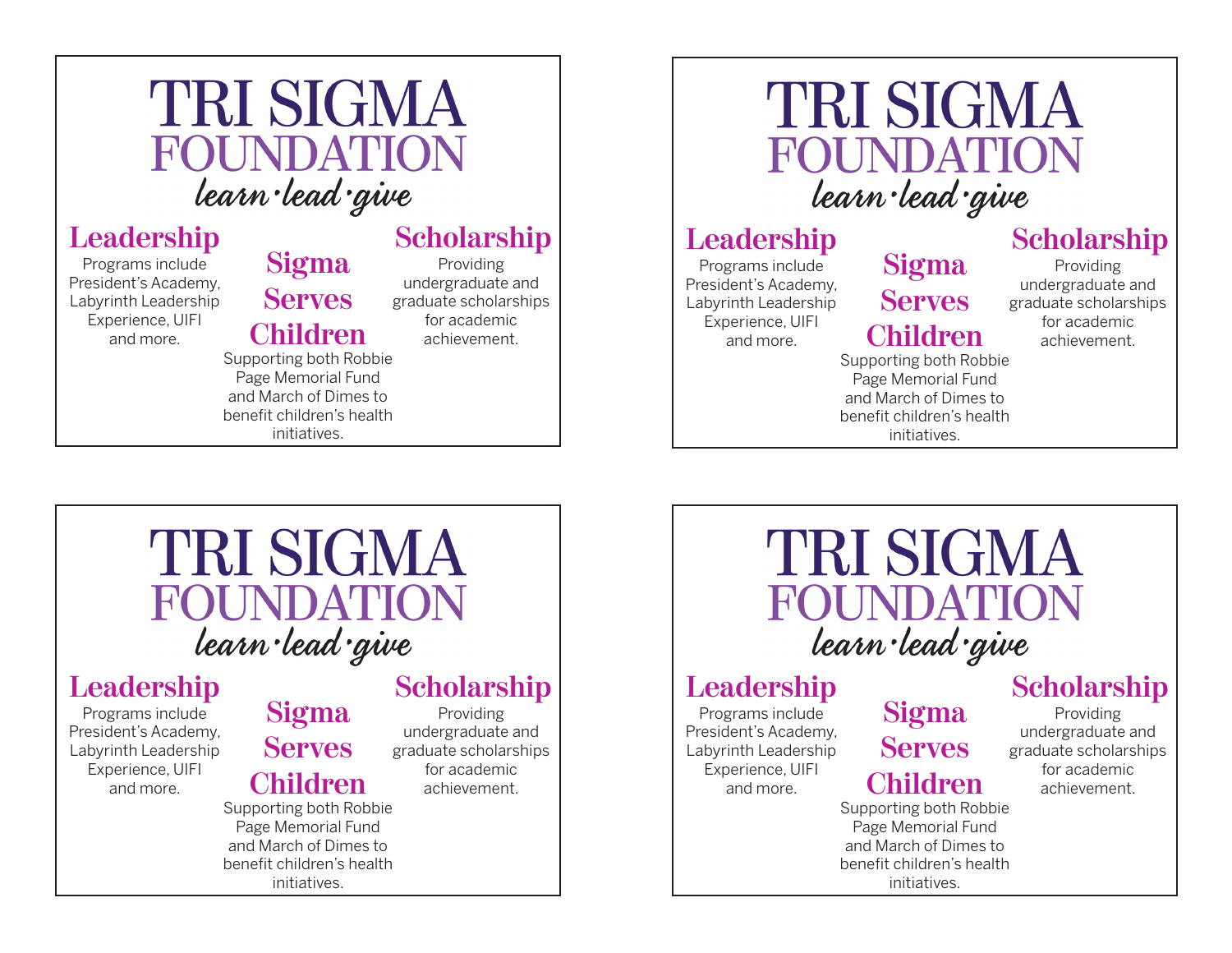# TRI SIGMA FOUNDATION

*learn·lead·give*

## Leadership

Programs include President's Academy, Labyrinth Leadership Experience, UIFI and more.

## Sigma Serves Children

Supporting both Robbie Page Memorial Fund and March of Dimes to benefit children's health initiatives.

## Scholarship

Providing undergraduate and graduate scholarships for academic achievement.

---

# TRI SIGMA FOUNDATION

*learn·lead·give*

## Leadership

Programs include President's Academy, Labyrinth Leadership Experience, UIFI and more.

## Sigma Serves Children

Supporting both Robbie Page Memorial Fund and March of Dimes to benefit children's health initiatives.

## Scholarship

Providing undergraduate and graduate scholarships for academic achievement.

---

# TRI SIGMA FOUNDATION

*learn·lead·give*

## Leadership

Programs include President's Academy, Labyrinth Leadership Experience, UIFI and more.

## Sigma Serves Children

Supporting both Robbie Page Memorial Fund and March of Dimes to benefit children's health initiatives.

## Scholarship

Providing undergraduate and graduate scholarships for academic achievement.

---

# TRI SIGMA FOUNDATION

*learn·lead·give*

## Leadership

Programs include President's Academy, Labyrinth Leadership Experience, UIFI and more.

## Sigma Serves Children

Supporting both Robbie Page Memorial Fund and March of Dimes to benefit children's health initiatives.

## Scholarship

Providing undergraduate and graduate scholarships for academic achievement.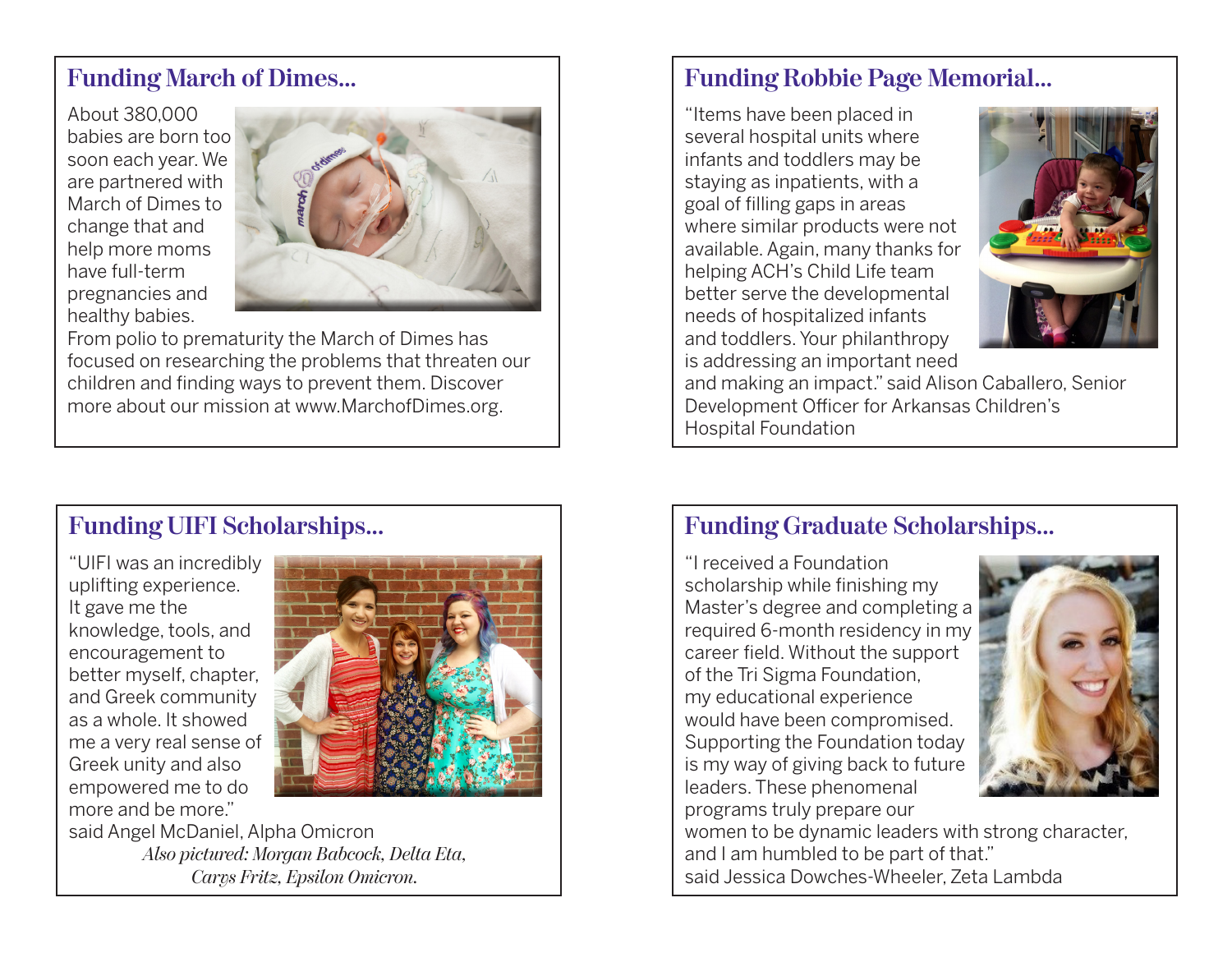## Funding March of Dimes...

About 380,000 babies are born too soon each year. We are partnered with March of Dimes to change that and help more moms have full-term pregnancies and healthy babies.

From polio to prematurity the March of Dimes has focused on researching the problems that threaten our children and finding ways to prevent them. Discover more about our mission at www.MarchofDimes.org.

## Funding Robbie Page Memorial...

"Items have been placed in several hospital units where infants and toddlers may be staying as inpatients, with a goal of filling gaps in areas where similar products were not available. Again, many thanks for helping ACH's Child Life team better serve the developmental needs of hospitalized infants and toddlers. Your philanthropy is addressing an important need and making an impact." said Alison Caballero, Senior Development Officer for Arkansas Children's Hospital Foundation

## Funding UIFI Scholarships...

"UIFI was an incredibly uplifting experience. It gave me the knowledge, tools, and encouragement to better myself, chapter, and Greek community as a whole. It showed me a very real sense of Greek unity and also empowered me to do more and be more."
said Angel McDaniel, Alpha Omicron

*Also pictured: Morgan Babcock, Delta Eta, Carys Fritz, Epsilon Omicron.*

## Funding Graduate Scholarships...

"I received a Foundation scholarship while finishing my Master's degree and completing a required 6-month residency in my career field. Without the support of the Tri Sigma Foundation, my educational experience would have been compromised. Supporting the Foundation today is my way of giving back to future leaders. These phenomenal programs truly prepare our women to be dynamic leaders with strong character, and I am humbled to be part of that."
said Jessica Dowches-Wheeler, Zeta Lambda